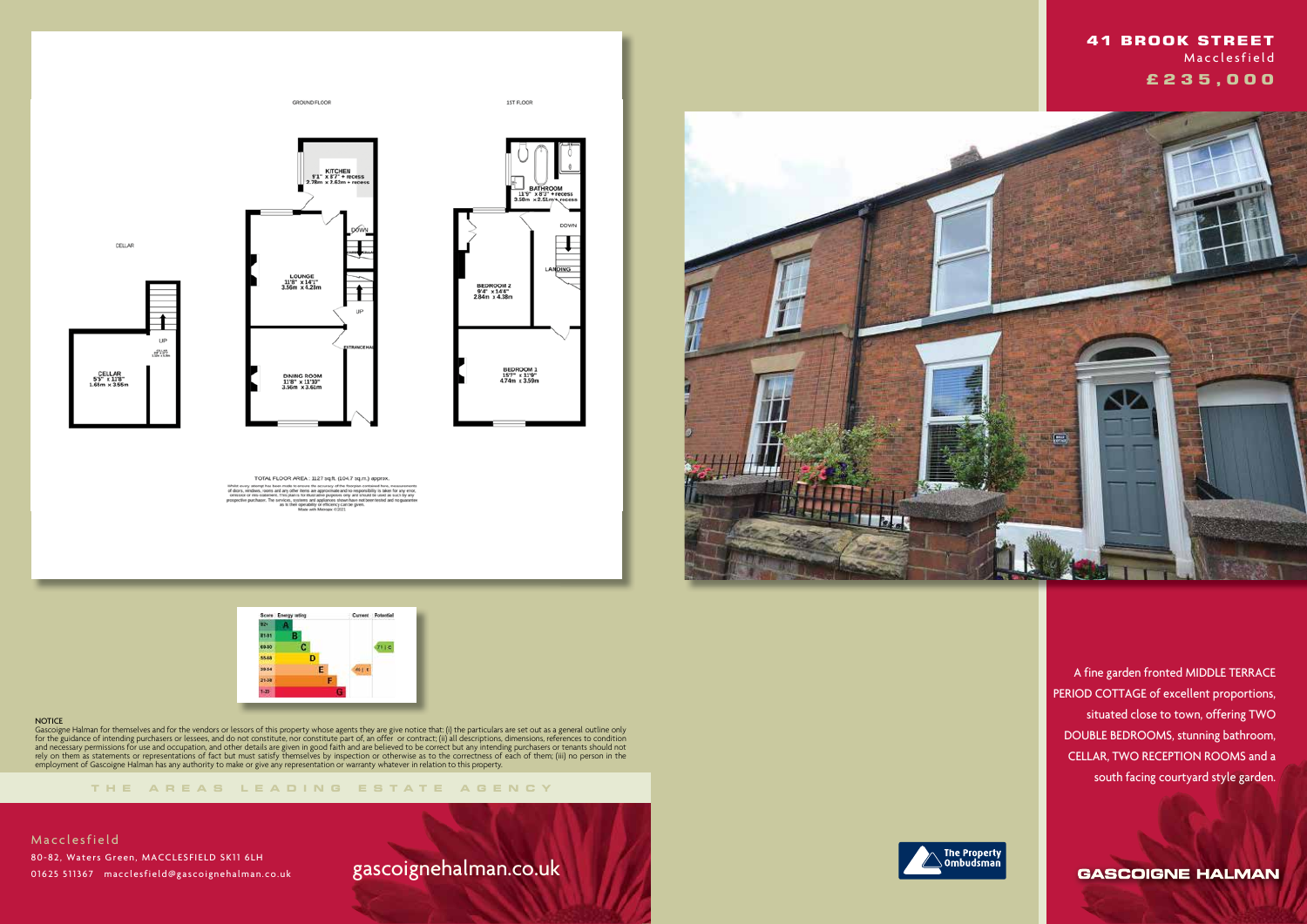# 41 BROOK STREET

Macclesfield

**£235,000**

GROUND FLOOR

1ST FLOOR

CELLAR

KITCHEN
9'1" x 8'7" + recess
2.78m x 2.63m + recess

LOUNGE
11'8" x 14'1"
3.56m x 4.23m

DINING ROOM
11'8" x 11'10"
3.56m x 3.61m

ENTRANCE HALL

BATHROOM
11'5" x 8'3" + recess
3.50m x 2.51m + recess

BEDROOM 2
9'4" x 14'4"
2.84m x 4.38m

LANDING

BEDROOM 1
15'7" x 11'9"
4.74m x 3.59m

CELLAR
5'5" x 11'8"
1.65m x 3.56m

TOTAL FLOOR AREA : 1127 sq.ft. (104.7 sq.m.) approx.

Whilst every attempt has been made to ensure the accuracy of the floorplan contained here, measurements of doors, windows, rooms and any other items are approximate and no responsibility is taken for any error, omission or mis-statement. This plan is for illustrative purposes only and should be used as such by any prospective purchaser. The services, systems and appliances shown have not been tested and no guarantee as to their operability or efficiency can be given.
Made with Metropix ©2021

| Score | Energy rating | Current | Potential |
|---|---|---|---|
| 92+ | A | | |
| 81-91 | B | | |
| 69-80 | C | | 71 C |
| 55-68 | D | | |
| 39-54 | E | 46 E | |
| 21-38 | F | | |
| 1-20 | G | | |

A fine garden fronted MIDDLE TERRACE PERIOD COTTAGE of excellent proportions, situated close to town, offering TWO DOUBLE BEDROOMS, stunning bathroom, CELLAR, TWO RECEPTION ROOMS and a south facing courtyard style garden.

NOTICE

Gascoigne Halman for themselves and for the vendors or lessors of this property whose agents they are give notice that: (i) the particulars are set out as a general outline only for the guidance of intending purchasers or lessees, and do not constitute, nor constitute part of, an offer or contract; (ii) all descriptions, dimensions, references to condition and necessary permissions for use and occupation, and other details are given in good faith and are believed to be correct but any intending purchasers or tenants should not rely on them as statements or representations of fact but must satisfy themselves by inspection or otherwise as to the correctness of each of them; (iii) no person in the employment of Gascoigne Halman has any authority to make or give any representation or warranty whatever in relation to this property.

THE AREAS LEADING ESTATE AGENCY

Macclesfield

80-82, Waters Green, MACCLESFIELD SK11 6LH

01625 511367 macclesfield@gascoignehalman.co.uk

gascoignehalman.co.uk

The Property Ombudsman

GASCOIGNE HALMAN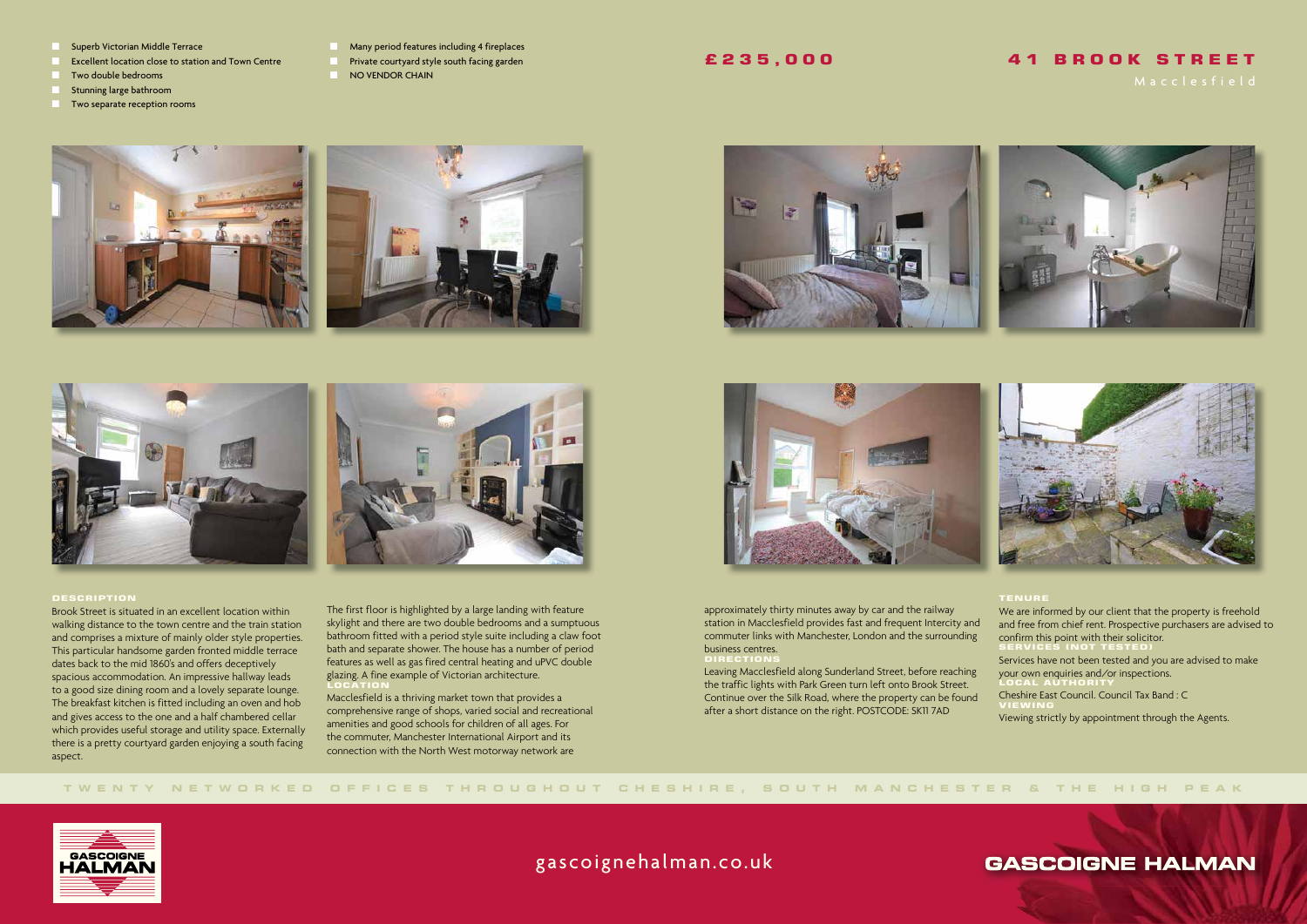- Superb Victorian Middle Terrace
- Excellent location close to station and Town Centre
- Two double bedrooms
- Stunning large bathroom
- Two separate reception rooms
- Many period features including 4 fireplaces
- Private courtyard style south facing garden
- NO VENDOR CHAIN

## £235,000

# 41 BROOK STREET

Macclesfield

### DESCRIPTION

Brook Street is situated in an excellent location within walking distance to the town centre and the train station and comprises a mixture of mainly older style properties. This particular handsome garden fronted middle terrace dates back to the mid 1860's and offers deceptively spacious accommodation. An impressive hallway leads to a good size dining room and a lovely separate lounge. The breakfast kitchen is fitted including an oven and hob and gives access to the one and a half chambered cellar which provides useful storage and utility space. Externally there is a pretty courtyard garden enjoying a south facing aspect.

The first floor is highlighted by a large landing with feature skylight and there are two double bedrooms and a sumptuous bathroom fitted with a period style suite including a claw foot bath and separate shower. The house has a number of period features as well as gas fired central heating and uPVC double glazing. A fine example of Victorian architecture.

### LOCATION

Macclesfield is a thriving market town that provides a comprehensive range of shops, varied social and recreational amenities and good schools for children of all ages. For the commuter, Manchester International Airport and its connection with the North West motorway network are approximately thirty minutes away by car and the railway station in Macclesfield provides fast and frequent Intercity and commuter links with Manchester, London and the surrounding business centres.

### DIRECTIONS

Leaving Macclesfield along Sunderland Street, before reaching the traffic lights with Park Green turn left onto Brook Street. Continue over the Silk Road, where the property can be found after a short distance on the right. POSTCODE: SK11 7AD

### TENURE

We are informed by our client that the property is freehold and free from chief rent. Prospective purchasers are advised to confirm this point with their solicitor.

### SERVICES (NOT TESTED)

Services have not been tested and you are advised to make your own enquiries and/or inspections.

### LOCAL AUTHORITY

Cheshire East Council. Council Tax Band : C

### VIEWING

Viewing strictly by appointment through the Agents.

TWENTY NETWORKED OFFICES THROUGHOUT CHESHIRE, SOUTH MANCHESTER & THE HIGH PEAK

gascoignehalman.co.uk

GASCOIGNE HALMAN